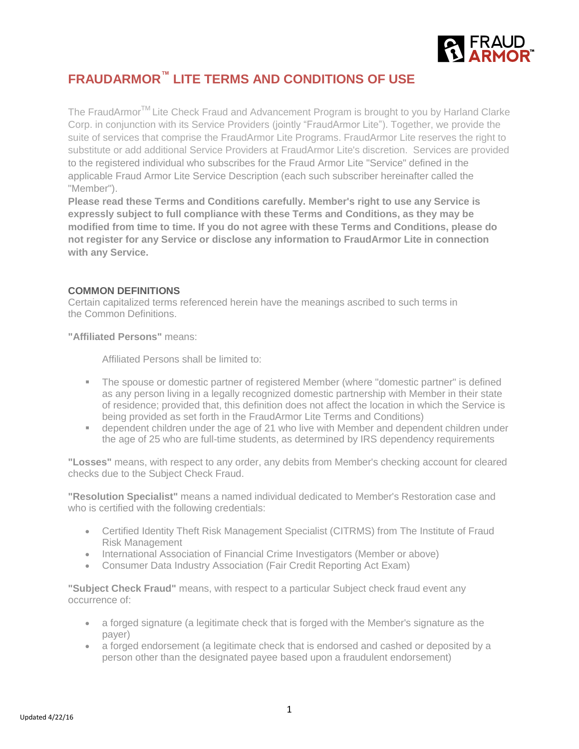# FRAUDARMOR™ LITE TERMS AND CONDITIONS OF USE

The FraudArmor™ Lite Check Fraud and Advancement Program is brought to you by Harland Clarke Corp. in conjunction with its Service Providers (jointly "FraudArmor Lite"). Together, we provide the suite of services that comprise the FraudArmor Lite Programs. FraudArmor Lite reserves the right to substitute or add additional Service Providers at FraudArmor Lite's discretion. Services are provided to the registered individual who subscribes for the Fraud Armor Lite "Service" defined in the applicable Fraud Armor Lite Service Description (each such subscriber hereinafter called the "Member").

**Please read these Terms and Conditions carefully. Member's right to use any Service is expressly subject to full compliance with these Terms and Conditions, as they may be modified from time to time. If you do not agree with these Terms and Conditions, please do not register for any Service or disclose any information to FraudArmor Lite in connection with any Service.**

### COMMON DEFINITIONS

Certain capitalized terms referenced herein have the meanings ascribed to such terms in the Common Definitions.

**"Affiliated Persons"** means:

Affiliated Persons shall be limited to:

- The spouse or domestic partner of registered Member (where "domestic partner" is defined as any person living in a legally recognized domestic partnership with Member in their state of residence; provided that, this definition does not affect the location in which the Service is being provided as set forth in the FraudArmor Lite Terms and Conditions)
- dependent children under the age of 21 who live with Member and dependent children under the age of 25 who are full-time students, as determined by IRS dependency requirements

**"Losses"** means, with respect to any order, any debits from Member's checking account for cleared checks due to the Subject Check Fraud.

**"Resolution Specialist"** means a named individual dedicated to Member's Restoration case and who is certified with the following credentials:

- Certified Identity Theft Risk Management Specialist (CITRMS) from The Institute of Fraud Risk Management
- International Association of Financial Crime Investigators (Member or above)
- Consumer Data Industry Association (Fair Credit Reporting Act Exam)

**"Subject Check Fraud"** means, with respect to a particular Subject check fraud event any occurrence of:

- a forged signature (a legitimate check that is forged with the Member's signature as the payer)
- a forged endorsement (a legitimate check that is endorsed and cashed or deposited by a person other than the designated payee based upon a fraudulent endorsement)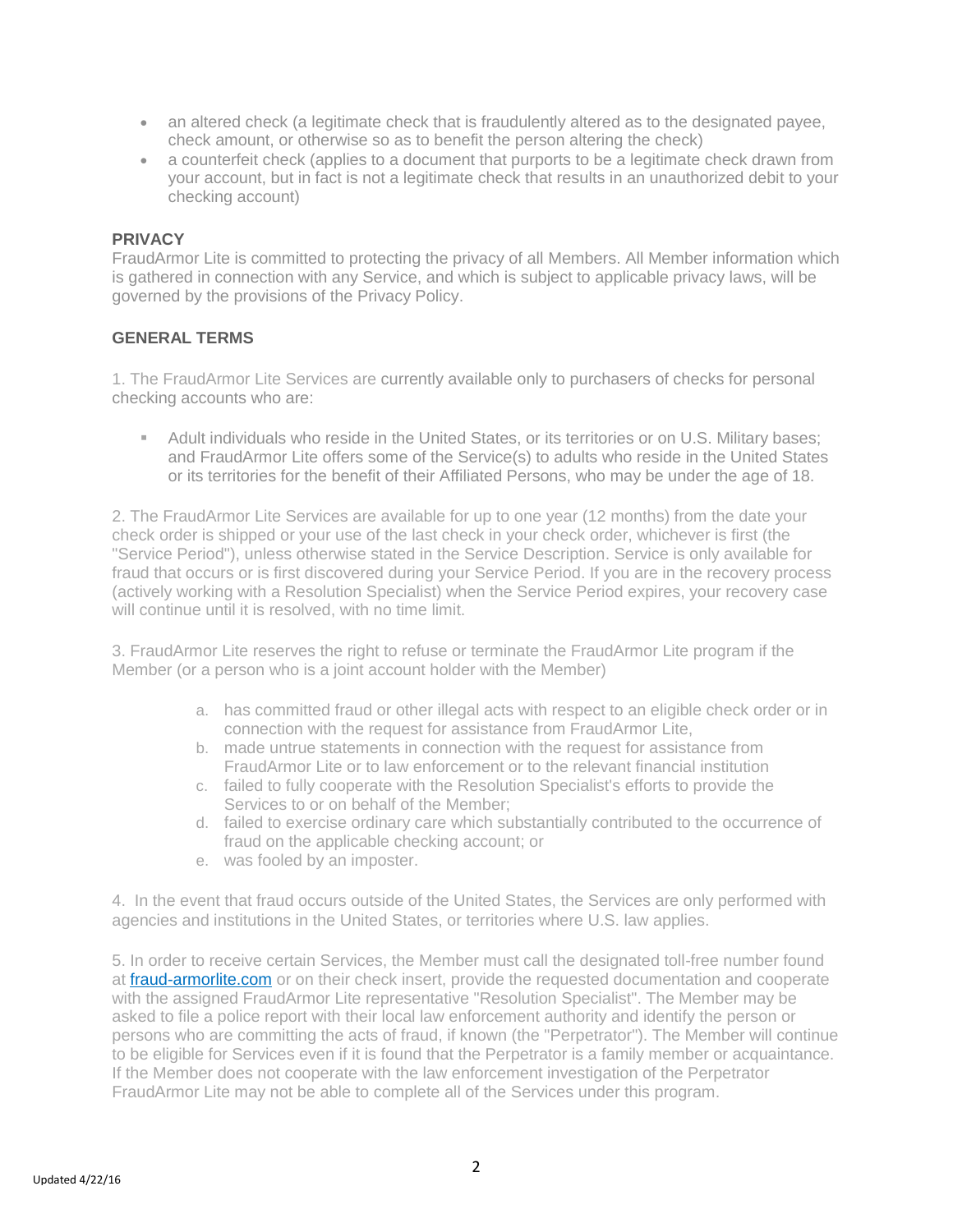- an altered check (a legitimate check that is fraudulently altered as to the designated payee, check amount, or otherwise so as to benefit the person altering the check)
- a counterfeit check (applies to a document that purports to be a legitimate check drawn from your account, but in fact is not a legitimate check that results in an unauthorized debit to your checking account)

**PRIVACY**

FraudArmor Lite is committed to protecting the privacy of all Members. All Member information which is gathered in connection with any Service, and which is subject to applicable privacy laws, will be governed by the provisions of the Privacy Policy.

**GENERAL TERMS**

1. The FraudArmor Lite Services are currently available only to purchasers of checks for personal checking accounts who are:

   - Adult individuals who reside in the United States, or its territories or on U.S. Military bases; and FraudArmor Lite offers some of the Service(s) to adults who reside in the United States or its territories for the benefit of their Affiliated Persons, who may be under the age of 18.

2. The FraudArmor Lite Services are available for up to one year (12 months) from the date your check order is shipped or your use of the last check in your check order, whichever is first (the "Service Period"), unless otherwise stated in the Service Description. Service is only available for fraud that occurs or is first discovered during your Service Period. If you are in the recovery process (actively working with a Resolution Specialist) when the Service Period expires, your recovery case will continue until it is resolved, with no time limit.

3. FraudArmor Lite reserves the right to refuse or terminate the FraudArmor Lite program if the Member (or a person who is a joint account holder with the Member)

   a. has committed fraud or other illegal acts with respect to an eligible check order or in connection with the request for assistance from FraudArmor Lite,
   b. made untrue statements in connection with the request for assistance from FraudArmor Lite or to law enforcement or to the relevant financial institution
   c. failed to fully cooperate with the Resolution Specialist's efforts to provide the Services to or on behalf of the Member;
   d. failed to exercise ordinary care which substantially contributed to the occurrence of fraud on the applicable checking account; or
   e. was fooled by an imposter.

4. In the event that fraud occurs outside of the United States, the Services are only performed with agencies and institutions in the United States, or territories where U.S. law applies.

5. In order to receive certain Services, the Member must call the designated toll-free number found at [fraud-armorlite.com](fraud-armorlite.com) or on their check insert, provide the requested documentation and cooperate with the assigned FraudArmor Lite representative "Resolution Specialist". The Member may be asked to file a police report with their local law enforcement authority and identify the person or persons who are committing the acts of fraud, if known (the "Perpetrator"). The Member will continue to be eligible for Services even if it is found that the Perpetrator is a family member or acquaintance. If the Member does not cooperate with the law enforcement investigation of the Perpetrator FraudArmor Lite may not be able to complete all of the Services under this program.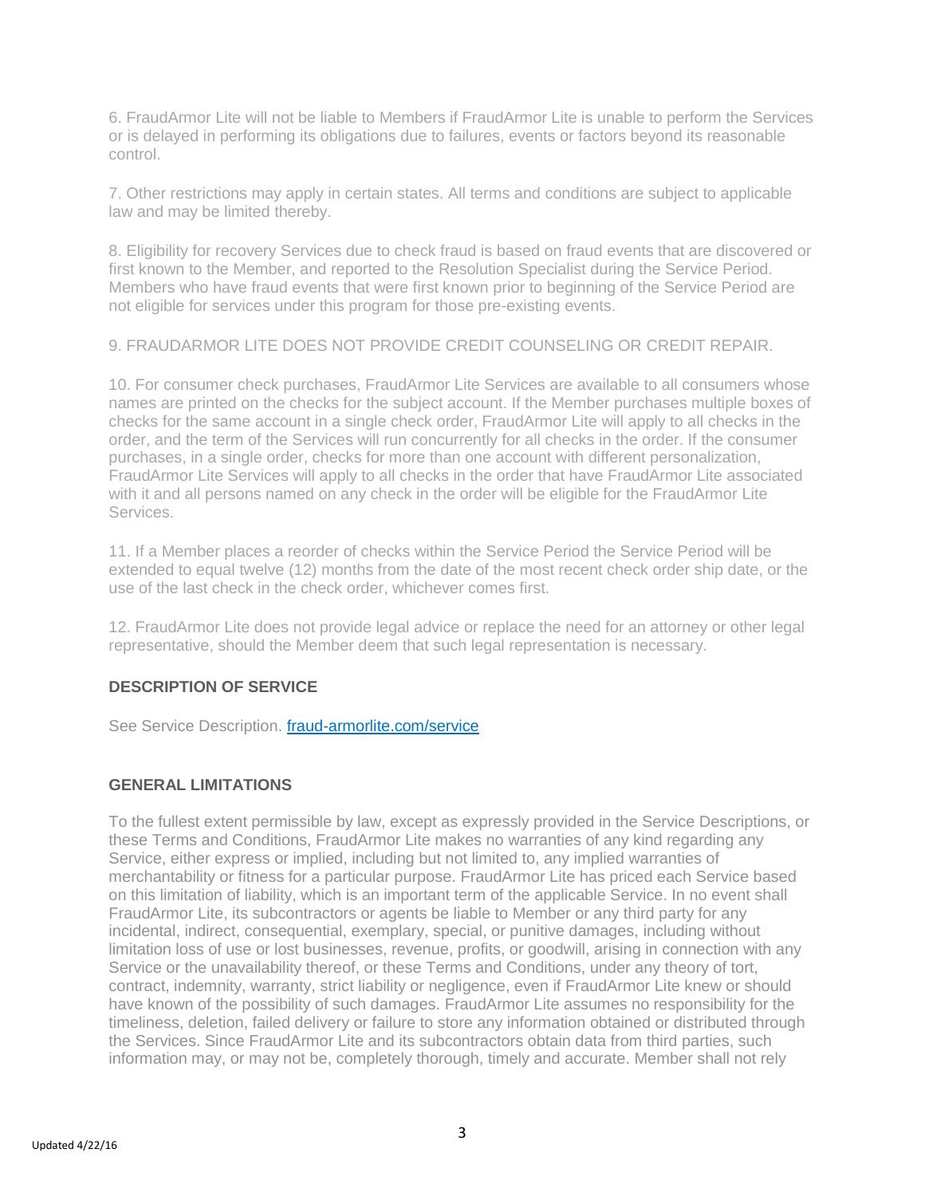6. FraudArmor Lite will not be liable to Members if FraudArmor Lite is unable to perform the Services or is delayed in performing its obligations due to failures, events or factors beyond its reasonable control.

7. Other restrictions may apply in certain states. All terms and conditions are subject to applicable law and may be limited thereby.

8. Eligibility for recovery Services due to check fraud is based on fraud events that are discovered or first known to the Member, and reported to the Resolution Specialist during the Service Period. Members who have fraud events that were first known prior to beginning of the Service Period are not eligible for services under this program for those pre-existing events.

9. FRAUDARMOR LITE DOES NOT PROVIDE CREDIT COUNSELING OR CREDIT REPAIR.

10. For consumer check purchases, FraudArmor Lite Services are available to all consumers whose names are printed on the checks for the subject account. If the Member purchases multiple boxes of checks for the same account in a single check order, FraudArmor Lite will apply to all checks in the order, and the term of the Services will run concurrently for all checks in the order. If the consumer purchases, in a single order, checks for more than one account with different personalization, FraudArmor Lite Services will apply to all checks in the order that have FraudArmor Lite associated with it and all persons named on any check in the order will be eligible for the FraudArmor Lite Services.

11. If a Member places a reorder of checks within the Service Period the Service Period will be extended to equal twelve (12) months from the date of the most recent check order ship date, or the use of the last check in the check order, whichever comes first.

12. FraudArmor Lite does not provide legal advice or replace the need for an attorney or other legal representative, should the Member deem that such legal representation is necessary.

**DESCRIPTION OF SERVICE**

See Service Description. [fraud-armorlite.com/service](fraud-armorlite.com/service)

**GENERAL LIMITATIONS**

To the fullest extent permissible by law, except as expressly provided in the Service Descriptions, or these Terms and Conditions, FraudArmor Lite makes no warranties of any kind regarding any Service, either express or implied, including but not limited to, any implied warranties of merchantability or fitness for a particular purpose. FraudArmor Lite has priced each Service based on this limitation of liability, which is an important term of the applicable Service. In no event shall FraudArmor Lite, its subcontractors or agents be liable to Member or any third party for any incidental, indirect, consequential, exemplary, special, or punitive damages, including without limitation loss of use or lost businesses, revenue, profits, or goodwill, arising in connection with any Service or the unavailability thereof, or these Terms and Conditions, under any theory of tort, contract, indemnity, warranty, strict liability or negligence, even if FraudArmor Lite knew or should have known of the possibility of such damages. FraudArmor Lite assumes no responsibility for the timeliness, deletion, failed delivery or failure to store any information obtained or distributed through the Services. Since FraudArmor Lite and its subcontractors obtain data from third parties, such information may, or may not be, completely thorough, timely and accurate. Member shall not rely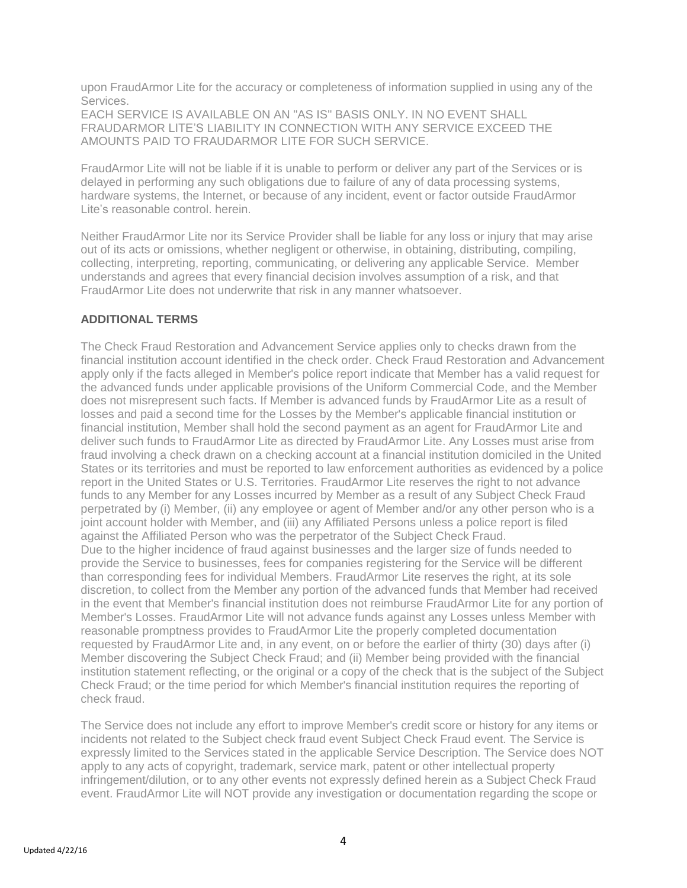upon FraudArmor Lite for the accuracy or completeness of information supplied in using any of the Services.
EACH SERVICE IS AVAILABLE ON AN "AS IS" BASIS ONLY. IN NO EVENT SHALL FRAUDARMOR LITE'S LIABILITY IN CONNECTION WITH ANY SERVICE EXCEED THE AMOUNTS PAID TO FRAUDARMOR LITE FOR SUCH SERVICE.

FraudArmor Lite will not be liable if it is unable to perform or deliver any part of the Services or is delayed in performing any such obligations due to failure of any of data processing systems, hardware systems, the Internet, or because of any incident, event or factor outside FraudArmor Lite's reasonable control. herein.

Neither FraudArmor Lite nor its Service Provider shall be liable for any loss or injury that may arise out of its acts or omissions, whether negligent or otherwise, in obtaining, distributing, compiling, collecting, interpreting, reporting, communicating, or delivering any applicable Service. Member understands and agrees that every financial decision involves assumption of a risk, and that FraudArmor Lite does not underwrite that risk in any manner whatsoever.

### ADDITIONAL TERMS

The Check Fraud Restoration and Advancement Service applies only to checks drawn from the financial institution account identified in the check order. Check Fraud Restoration and Advancement apply only if the facts alleged in Member's police report indicate that Member has a valid request for the advanced funds under applicable provisions of the Uniform Commercial Code, and the Member does not misrepresent such facts. If Member is advanced funds by FraudArmor Lite as a result of losses and paid a second time for the Losses by the Member's applicable financial institution or financial institution, Member shall hold the second payment as an agent for FraudArmor Lite and deliver such funds to FraudArmor Lite as directed by FraudArmor Lite. Any Losses must arise from fraud involving a check drawn on a checking account at a financial institution domiciled in the United States or its territories and must be reported to law enforcement authorities as evidenced by a police report in the United States or U.S. Territories. FraudArmor Lite reserves the right to not advance funds to any Member for any Losses incurred by Member as a result of any Subject Check Fraud perpetrated by (i) Member, (ii) any employee or agent of Member and/or any other person who is a joint account holder with Member, and (iii) any Affiliated Persons unless a police report is filed against the Affiliated Person who was the perpetrator of the Subject Check Fraud.
Due to the higher incidence of fraud against businesses and the larger size of funds needed to provide the Service to businesses, fees for companies registering for the Service will be different than corresponding fees for individual Members. FraudArmor Lite reserves the right, at its sole discretion, to collect from the Member any portion of the advanced funds that Member had received in the event that Member's financial institution does not reimburse FraudArmor Lite for any portion of Member's Losses. FraudArmor Lite will not advance funds against any Losses unless Member with reasonable promptness provides to FraudArmor Lite the properly completed documentation requested by FraudArmor Lite and, in any event, on or before the earlier of thirty (30) days after (i) Member discovering the Subject Check Fraud; and (ii) Member being provided with the financial institution statement reflecting, or the original or a copy of the check that is the subject of the Subject Check Fraud; or the time period for which Member's financial institution requires the reporting of check fraud.

The Service does not include any effort to improve Member's credit score or history for any items or incidents not related to the Subject check fraud event Subject Check Fraud event. The Service is expressly limited to the Services stated in the applicable Service Description. The Service does NOT apply to any acts of copyright, trademark, service mark, patent or other intellectual property infringement/dilution, or to any other events not expressly defined herein as a Subject Check Fraud event. FraudArmor Lite will NOT provide any investigation or documentation regarding the scope or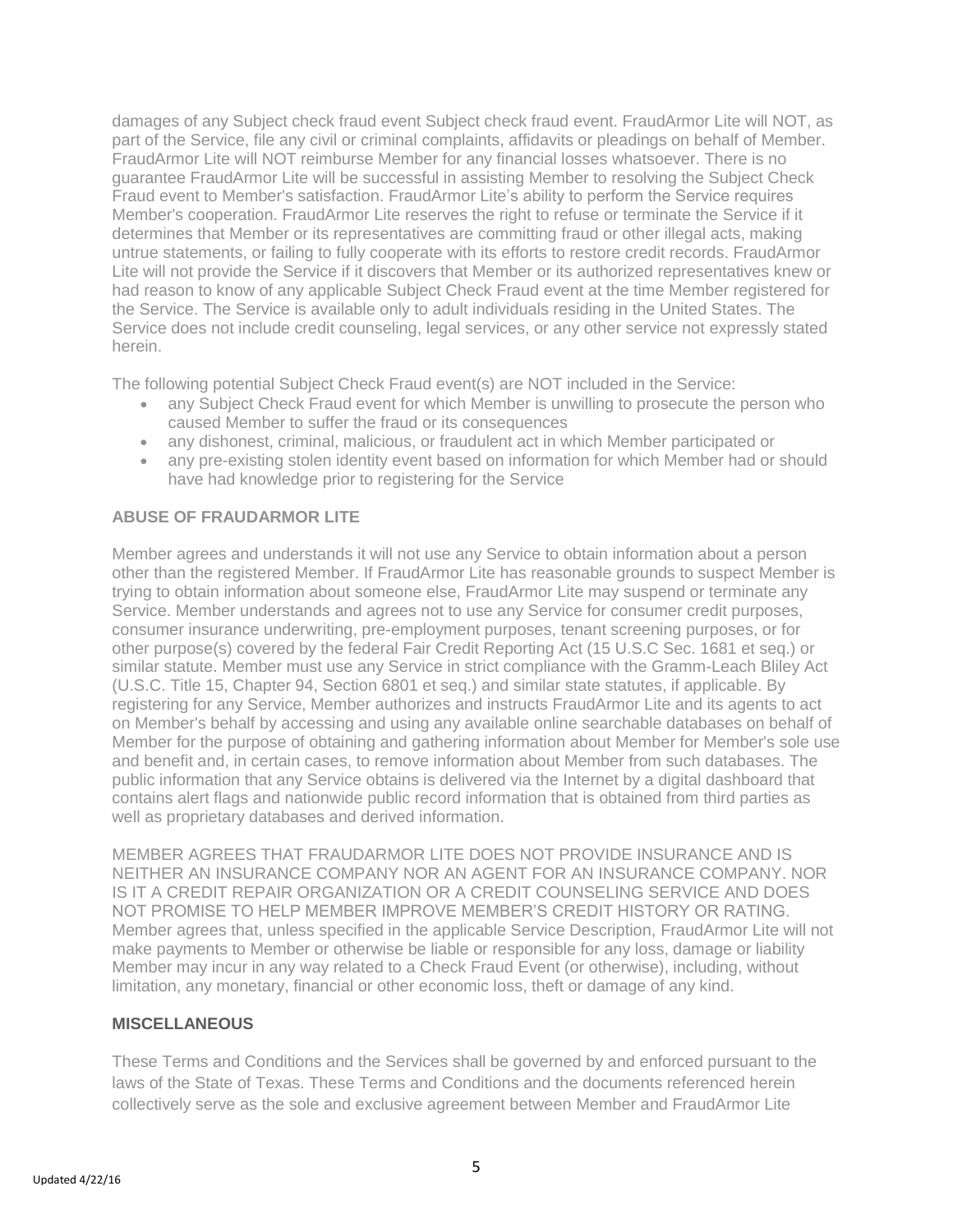damages of any Subject check fraud event Subject check fraud event. FraudArmor Lite will NOT, as part of the Service, file any civil or criminal complaints, affidavits or pleadings on behalf of Member. FraudArmor Lite will NOT reimburse Member for any financial losses whatsoever. There is no guarantee FraudArmor Lite will be successful in assisting Member to resolving the Subject Check Fraud event to Member's satisfaction. FraudArmor Lite's ability to perform the Service requires Member's cooperation. FraudArmor Lite reserves the right to refuse or terminate the Service if it determines that Member or its representatives are committing fraud or other illegal acts, making untrue statements, or failing to fully cooperate with its efforts to restore credit records. FraudArmor Lite will not provide the Service if it discovers that Member or its authorized representatives knew or had reason to know of any applicable Subject Check Fraud event at the time Member registered for the Service. The Service is available only to adult individuals residing in the United States. The Service does not include credit counseling, legal services, or any other service not expressly stated herein.

The following potential Subject Check Fraud event(s) are NOT included in the Service:

- any Subject Check Fraud event for which Member is unwilling to prosecute the person who caused Member to suffer the fraud or its consequences
- any dishonest, criminal, malicious, or fraudulent act in which Member participated or
- any pre-existing stolen identity event based on information for which Member had or should have had knowledge prior to registering for the Service

### ABUSE OF FRAUDARMOR LITE

Member agrees and understands it will not use any Service to obtain information about a person other than the registered Member. If FraudArmor Lite has reasonable grounds to suspect Member is trying to obtain information about someone else, FraudArmor Lite may suspend or terminate any Service. Member understands and agrees not to use any Service for consumer credit purposes, consumer insurance underwriting, pre-employment purposes, tenant screening purposes, or for other purpose(s) covered by the federal Fair Credit Reporting Act (15 U.S.C Sec. 1681 et seq.) or similar statute. Member must use any Service in strict compliance with the Gramm-Leach Bliley Act (U.S.C. Title 15, Chapter 94, Section 6801 et seq.) and similar state statutes, if applicable. By registering for any Service, Member authorizes and instructs FraudArmor Lite and its agents to act on Member's behalf by accessing and using any available online searchable databases on behalf of Member for the purpose of obtaining and gathering information about Member for Member's sole use and benefit and, in certain cases, to remove information about Member from such databases. The public information that any Service obtains is delivered via the Internet by a digital dashboard that contains alert flags and nationwide public record information that is obtained from third parties as well as proprietary databases and derived information.

MEMBER AGREES THAT FRAUDARMOR LITE DOES NOT PROVIDE INSURANCE AND IS NEITHER AN INSURANCE COMPANY NOR AN AGENT FOR AN INSURANCE COMPANY. NOR IS IT A CREDIT REPAIR ORGANIZATION OR A CREDIT COUNSELING SERVICE AND DOES NOT PROMISE TO HELP MEMBER IMPROVE MEMBER'S CREDIT HISTORY OR RATING. Member agrees that, unless specified in the applicable Service Description, FraudArmor Lite will not make payments to Member or otherwise be liable or responsible for any loss, damage or liability Member may incur in any way related to a Check Fraud Event (or otherwise), including, without limitation, any monetary, financial or other economic loss, theft or damage of any kind.

### MISCELLANEOUS

These Terms and Conditions and the Services shall be governed by and enforced pursuant to the laws of the State of Texas. These Terms and Conditions and the documents referenced herein collectively serve as the sole and exclusive agreement between Member and FraudArmor Lite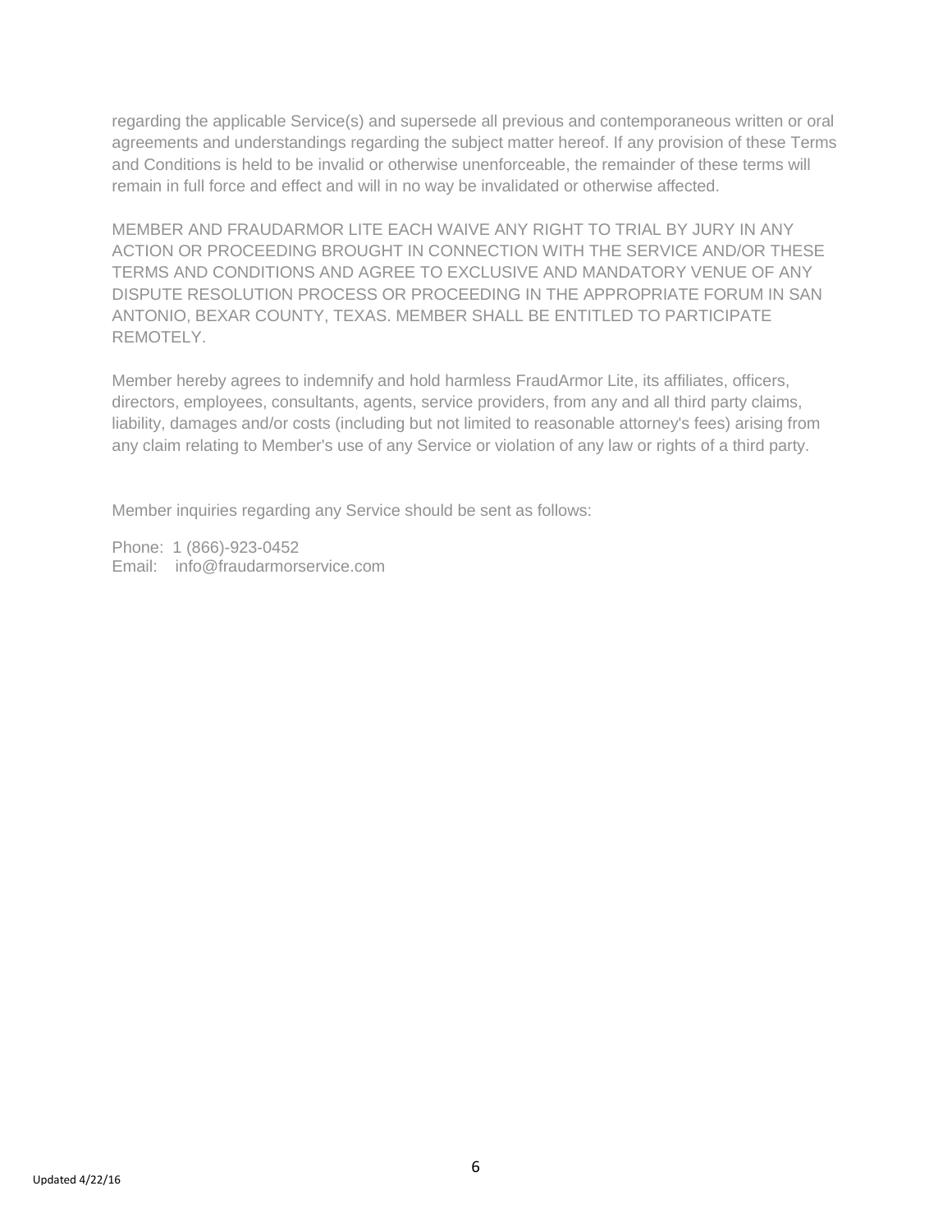regarding the applicable Service(s) and supersede all previous and contemporaneous written or oral agreements and understandings regarding the subject matter hereof. If any provision of these Terms and Conditions is held to be invalid or otherwise unenforceable, the remainder of these terms will remain in full force and effect and will in no way be invalidated or otherwise affected.

MEMBER AND FRAUDARMOR LITE EACH WAIVE ANY RIGHT TO TRIAL BY JURY IN ANY ACTION OR PROCEEDING BROUGHT IN CONNECTION WITH THE SERVICE AND/OR THESE TERMS AND CONDITIONS AND AGREE TO EXCLUSIVE AND MANDATORY VENUE OF ANY DISPUTE RESOLUTION PROCESS OR PROCEEDING IN THE APPROPRIATE FORUM IN SAN ANTONIO, BEXAR COUNTY, TEXAS. MEMBER SHALL BE ENTITLED TO PARTICIPATE REMOTELY.

Member hereby agrees to indemnify and hold harmless FraudArmor Lite, its affiliates, officers, directors, employees, consultants, agents, service providers, from any and all third party claims, liability, damages and/or costs (including but not limited to reasonable attorney's fees) arising from any claim relating to Member's use of any Service or violation of any law or rights of a third party.

Member inquiries regarding any Service should be sent as follows:

Phone: 1 (866)-923-0452
Email: info@fraudarmorservice.com

Updated 4/22/16